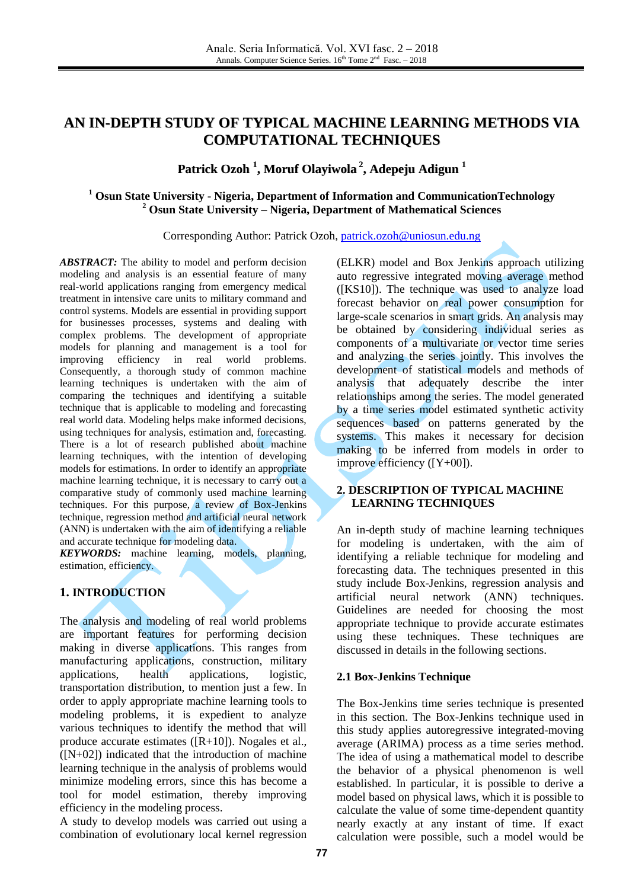# AN IN-DEPTH STUDY OF TYPICAL MACHINE LEARNING METHODS VIA COMPUTATIONAL TECHNIQUES

**Patrick Ozoh [1], Moruf Olayiwola [2], Adepeju Adigun [1]**

**[1] Osun State University - Nigeria, Department of Information and CommunicationTechnology**
**[2] Osun State University – Nigeria, Department of Mathematical Sciences**

Corresponding Author: Patrick Ozoh, patrick.ozoh@uniosun.edu.ng

***ABSTRACT:*** The ability to model and perform decision modeling and analysis is an essential feature of many real-world applications ranging from emergency medical treatment in intensive care units to military command and control systems. Models are essential in providing support for businesses processes, systems and dealing with complex problems. The development of appropriate models for planning and management is a tool for improving efficiency in real world problems. Consequently, a thorough study of common machine learning techniques is undertaken with the aim of comparing the techniques and identifying a suitable technique that is applicable to modeling and forecasting real world data. Modeling helps make informed decisions, using techniques for analysis, estimation and, forecasting. There is a lot of research published about machine learning techniques, with the intention of developing models for estimations. In order to identify an appropriate machine learning technique, it is necessary to carry out a comparative study of commonly used machine learning techniques. For this purpose, a review of Box-Jenkins technique, regression method and artificial neural network (ANN) is undertaken with the aim of identifying a reliable and accurate technique for modeling data.

***KEYWORDS:*** machine learning, models, planning, estimation, efficiency.

## 1. INTRODUCTION

The analysis and modeling of real world problems are important features for performing decision making in diverse applications. This ranges from manufacturing applications, construction, military applications, health applications, logistic, transportation distribution, to mention just a few. In order to apply appropriate machine learning tools to modeling problems, it is expedient to analyze various techniques to identify the method that will produce accurate estimates ([R+10]). Nogales et al., ([N+02]) indicated that the introduction of machine learning technique in the analysis of problems would minimize modeling errors, since this has become a tool for model estimation, thereby improving efficiency in the modeling process.

A study to develop models was carried out using a combination of evolutionary local kernel regression (ELKR) model and Box Jenkins approach utilizing auto regressive integrated moving average method ([KS10]). The technique was used to analyze load forecast behavior on real power consumption for large-scale scenarios in smart grids. An analysis may be obtained by considering individual series as components of a multivariate or vector time series and analyzing the series jointly. This involves the development of statistical models and methods of analysis that adequately describe the inter relationships among the series. The model generated by a time series model estimated synthetic activity sequences based on patterns generated by the systems. This makes it necessary for decision making to be inferred from models in order to improve efficiency ([Y+00]).

## 2. DESCRIPTION OF TYPICAL MACHINE LEARNING TECHNIQUES

An in-depth study of machine learning techniques for modeling is undertaken, with the aim of identifying a reliable technique for modeling and forecasting data. The techniques presented in this study include Box-Jenkins, regression analysis and artificial neural network (ANN) techniques. Guidelines are needed for choosing the most appropriate technique to provide accurate estimates using these techniques. These techniques are discussed in details in the following sections.

### 2.1 Box-Jenkins Technique

The Box-Jenkins time series technique is presented in this section. The Box-Jenkins technique used in this study applies autoregressive integrated-moving average (ARIMA) process as a time series method. The idea of using a mathematical model to describe the behavior of a physical phenomenon is well established. In particular, it is possible to derive a model based on physical laws, which it is possible to calculate the value of some time-dependent quantity nearly exactly at any instant of time. If exact calculation were possible, such a model would be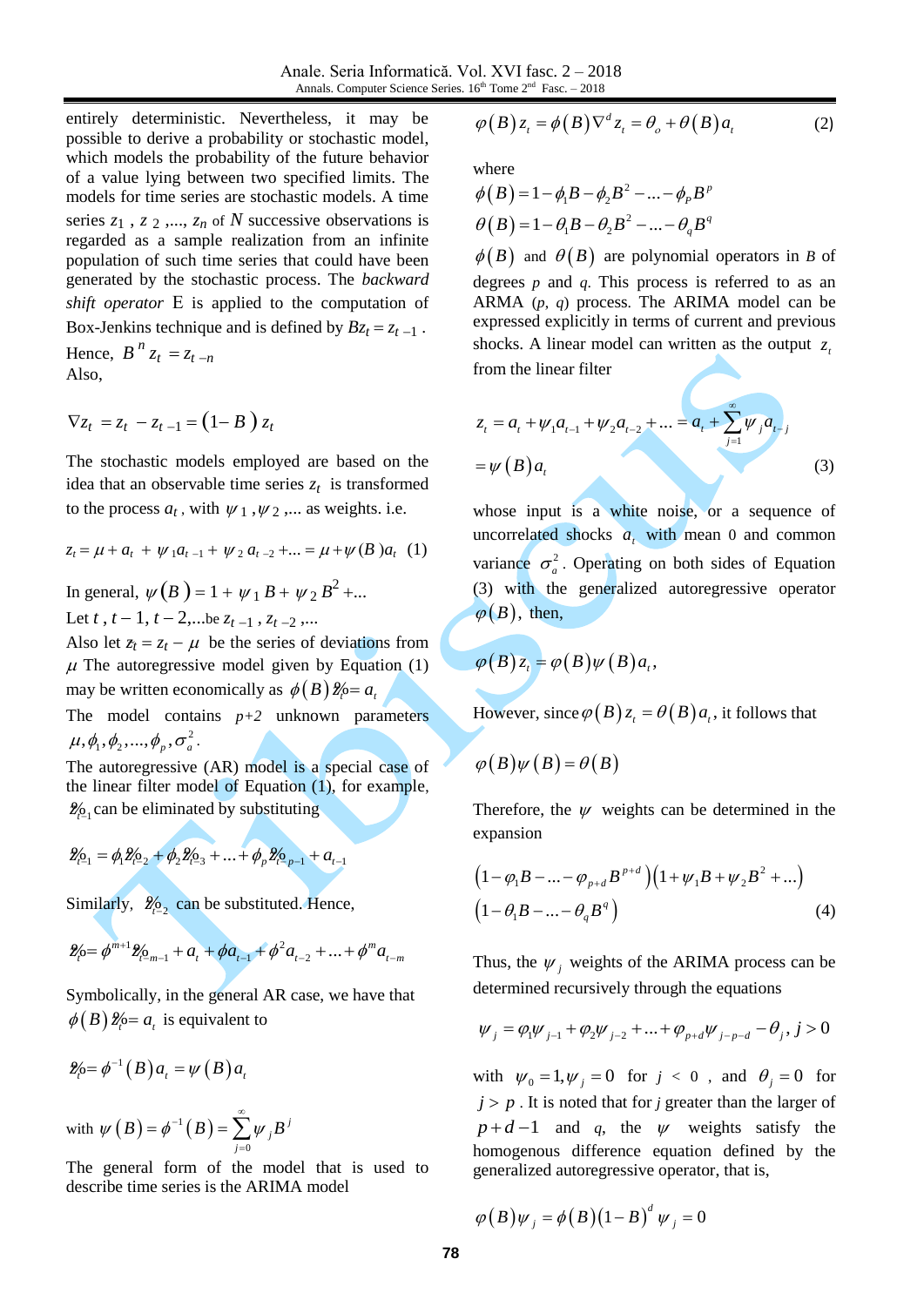entirely deterministic. Nevertheless, it may be possible to derive a probability or stochastic model, which models the probability of the future behavior of a value lying between two specified limits. The models for time series are stochastic models. A time series $z_1$ , $z_2$ ,..., $z_n$ of $N$ successive observations is regarded as a sample realization from an infinite population of such time series that could have been generated by the stochastic process. The *backward shift operator* E is applied to the computation of Box-Jenkins technique and is defined by $Bz_t = z_{t-1}$ .

Hence, $B^n z_t = z_{t-n}$

Also,

$$\nabla z_t = z_t - z_{t-1} = (1 - B)\, z_t$$

The stochastic models employed are based on the idea that an observable time series $z_t$ is transformed to the process $a_t$ , with $\psi_1 ,\psi_2$ ,... as weights. i.e.

$$z_t = \mu + a_t + \psi_1 a_{t-1} + \psi_2 a_{t-2} + ... = \mu + \psi(B) a_t \quad (1)$$

In general, $\psi(B) = 1 + \psi_1 B + \psi_2 B^2 + ...$

Let $t$ , $t-1$, $t-2$,...be $z_{t-1}$ , $z_{t-2}$ ,...

Also let $\tilde{z}_t = z_t - \mu$ be the series of deviations from $\mu$ The autoregressive model given by Equation (1) may be written economically as $\phi(B)\tilde{z}_t = a_t$

The model contains $p+2$ unknown parameters $\mu, \phi_1, \phi_2, ..., \phi_p, \sigma_a^2$.

The autoregressive (AR) model is a special case of the linear filter model of Equation (1), for example, $\tilde{z}_{t-1}$ can be eliminated by substituting

$$\tilde{z}_{t-1} = \phi_1 \tilde{z}_{t-2} + \phi_2 \tilde{z}_{t-3} + ... + \phi_p \tilde{z}_{t-p-1} + a_{t-1}$$

Similarly, $\tilde{z}_{t-2}$ can be substituted. Hence,

$$\tilde{z}_t = \phi^{m+1} \tilde{z}_{t-m-1} + a_t + \phi a_{t-1} + \phi^2 a_{t-2} + ... + \phi^m a_{t-m}$$

Symbolically, in the general AR case, we have that $\phi(B)\tilde{z}_t = a_t$ is equivalent to

$$\tilde{z}_t = \phi^{-1}(B) a_t = \psi(B) a_t$$

with $\psi(B) = \phi^{-1}(B) = \sum_{j=0}^{\infty} \psi_j B^j$

The general form of the model that is used to describe time series is the ARIMA model

$$\varphi(B) z_t = \phi(B) \nabla^d z_t = \theta_o + \theta(B) a_t \quad (2)$$

where

$$\phi(B) = 1 - \phi_1 B - \phi_2 B^2 - ... - \phi_p B^p$$

$$\theta(B) = 1 - \theta_1 B - \theta_2 B^2 - ... - \theta_q B^q$$

$\phi(B)$ and $\theta(B)$ are polynomial operators in $B$ of degrees $p$ and $q$. This process is referred to as an ARMA ($p$, $q$) process. The ARIMA model can be expressed explicitly in terms of current and previous shocks. A linear model can written as the output $z_t$ from the linear filter

$$z_t = a_t + \psi_1 a_{t-1} + \psi_2 a_{t-2} + ... = a_t + \sum_{j=1}^{\infty} \psi_j a_{t-j}$$

$$= \psi(B) a_t \quad (3)$$

whose input is a white noise, or a sequence of uncorrelated shocks $a_t$ with mean 0 and common variance $\sigma_a^2$. Operating on both sides of Equation (3) with the generalized autoregressive operator $\varphi(B)$, then,

$$\varphi(B) z_t = \varphi(B) \psi(B) a_t,$$

However, since $\varphi(B) z_t = \theta(B) a_t$, it follows that

$$\varphi(B) \psi(B) = \theta(B)$$

Therefore, the $\psi$ weights can be determined in the expansion

$$\left(1 - \varphi_1 B - ... - \varphi_{p+d} B^{p+d}\right)\left(1 + \psi_1 B + \psi_2 B^2 + ...\right)$$
$$\left(1 - \theta_1 B - ... - \theta_q B^q\right) \quad (4)$$

Thus, the $\psi_j$ weights of the ARIMA process can be determined recursively through the equations

$$\psi_j = \varphi_1 \psi_{j-1} + \varphi_2 \psi_{j-2} + ... + \varphi_{p+d} \psi_{j-p-d} - \theta_j, j > 0$$

with $\psi_0 = 1, \psi_j = 0$ for $j < 0$ , and $\theta_j = 0$ for $j > p$. It is noted that for $j$ greater than the larger of $p + d - 1$ and $q$, the $\psi$ weights satisfy the homogenous difference equation defined by the generalized autoregressive operator, that is,

$$\varphi(B) \psi_j = \phi(B)(1 - B)^d \psi_j = 0$$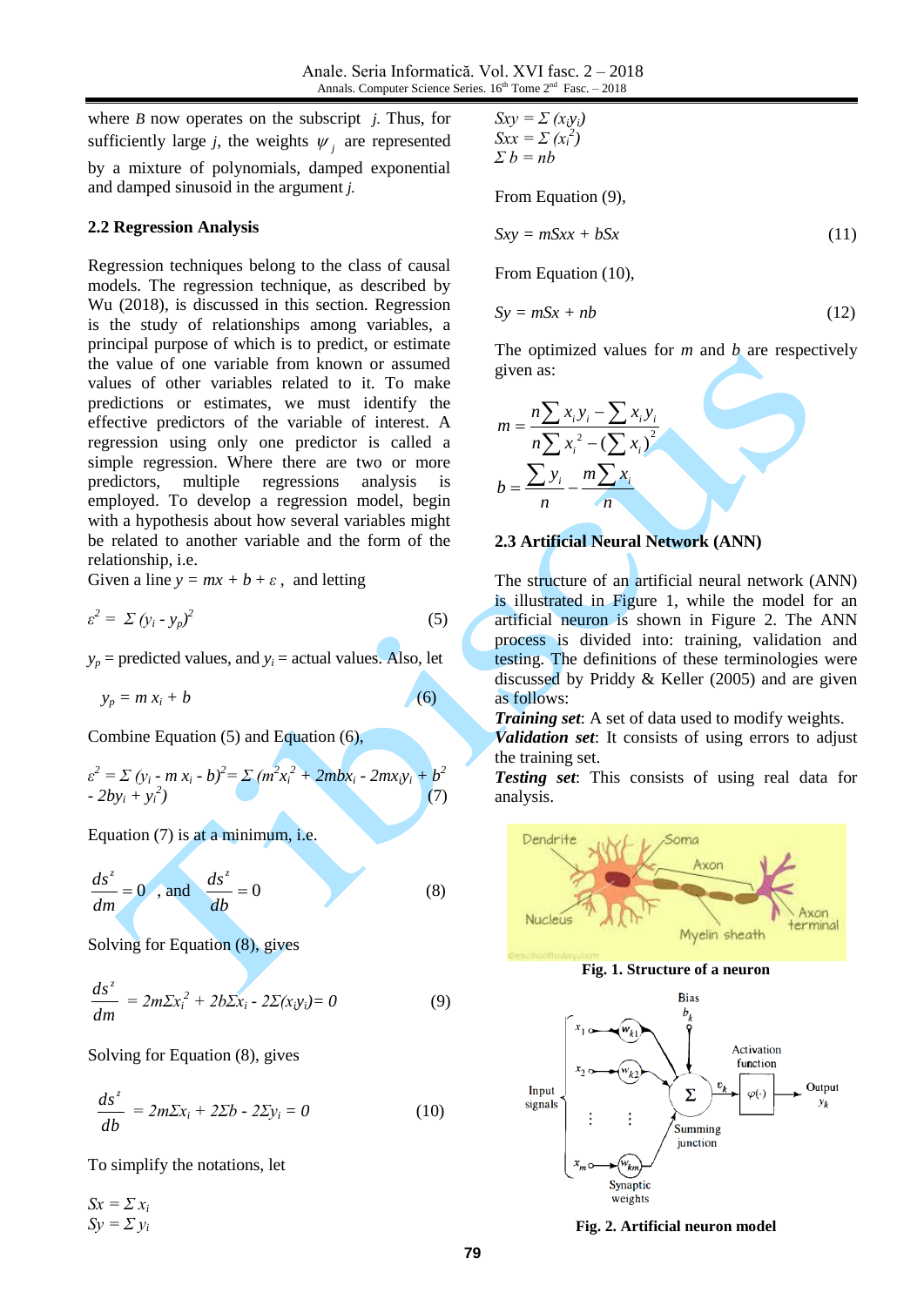where $B$ now operates on the subscript $j$. Thus, for sufficiently large $j$, the weights $\psi_j$ are represented by a mixture of polynomials, damped exponential and damped sinusoid in the argument $j$.

### 2.2 Regression Analysis

Regression techniques belong to the class of causal models. The regression technique, as described by Wu (2018), is discussed in this section. Regression is the study of relationships among variables, a principal purpose of which is to predict, or estimate the value of one variable from known or assumed values of other variables related to it. To make predictions or estimates, we must identify the effective predictors of the variable of interest. A regression using only one predictor is called a simple regression. Where there are two or more predictors, multiple regressions analysis is employed. To develop a regression model, begin with a hypothesis about how several variables might be related to another variable and the form of the relationship, i.e.

Given a line $y = mx + b + \varepsilon$, and letting

$$\varepsilon^2 = \Sigma (y_i - y_p)^2 \tag{5}$$

$y_p$ = predicted values, and $y_i$ = actual values. Also, let

$$y_p = m\, x_i + b \tag{6}$$

Combine Equation (5) and Equation (6),

$$\varepsilon^2 = \Sigma (y_i - m\, x_i - b)^2 = \Sigma (m^2 x_i^2 + 2mbx_i - 2mx_i y_i + b^2 - 2by_i + y_i^2) \tag{7}$$

Equation (7) is at a minimum, i.e.

$$\frac{ds^z}{dm} = 0 \text{ , and } \frac{ds^z}{db} = 0 \tag{8}$$

Solving for Equation (8), gives

$$\frac{ds^z}{dm} = 2m\Sigma x_i^2 + 2b\Sigma x_i - 2\Sigma (x_i y_i) = 0 \tag{9}$$

Solving for Equation (8), gives

$$\frac{ds^z}{db} = 2m\Sigma x_i + 2\Sigma b - 2\Sigma y_i = 0 \tag{10}$$

To simplify the notations, let

$Sx = \Sigma x_i$
$Sy = \Sigma y_i$
$Sxy = \Sigma (x_i y_i)$
$Sxx = \Sigma (x_i^2)$
$\Sigma b = nb$

From Equation (9),

$$Sxy = mSxx + bSx \tag{11}$$

From Equation (10),

$$Sy = mSx + nb \tag{12}$$

The optimized values for $m$ and $b$ are respectively given as:

$$m = \frac{n\sum x_i y_i - \sum x_i y_i}{n\sum x_i^2 - (\sum x_i)^2}$$

$$b = \frac{\sum y_i}{n} - \frac{m\sum x_i}{n}$$

### 2.3 Artificial Neural Network (ANN)

The structure of an artificial neural network (ANN) is illustrated in Figure 1, while the model for an artificial neuron is shown in Figure 2. The ANN process is divided into: training, validation and testing. The definitions of these terminologies were discussed by Priddy & Keller (2005) and are given as follows:

***Training set***: A set of data used to modify weights.
***Validation set***: It consists of using errors to adjust the training set.
***Testing set***: This consists of using real data for analysis.

**Fig. 1. Structure of a neuron**

**Fig. 2. Artificial neuron model**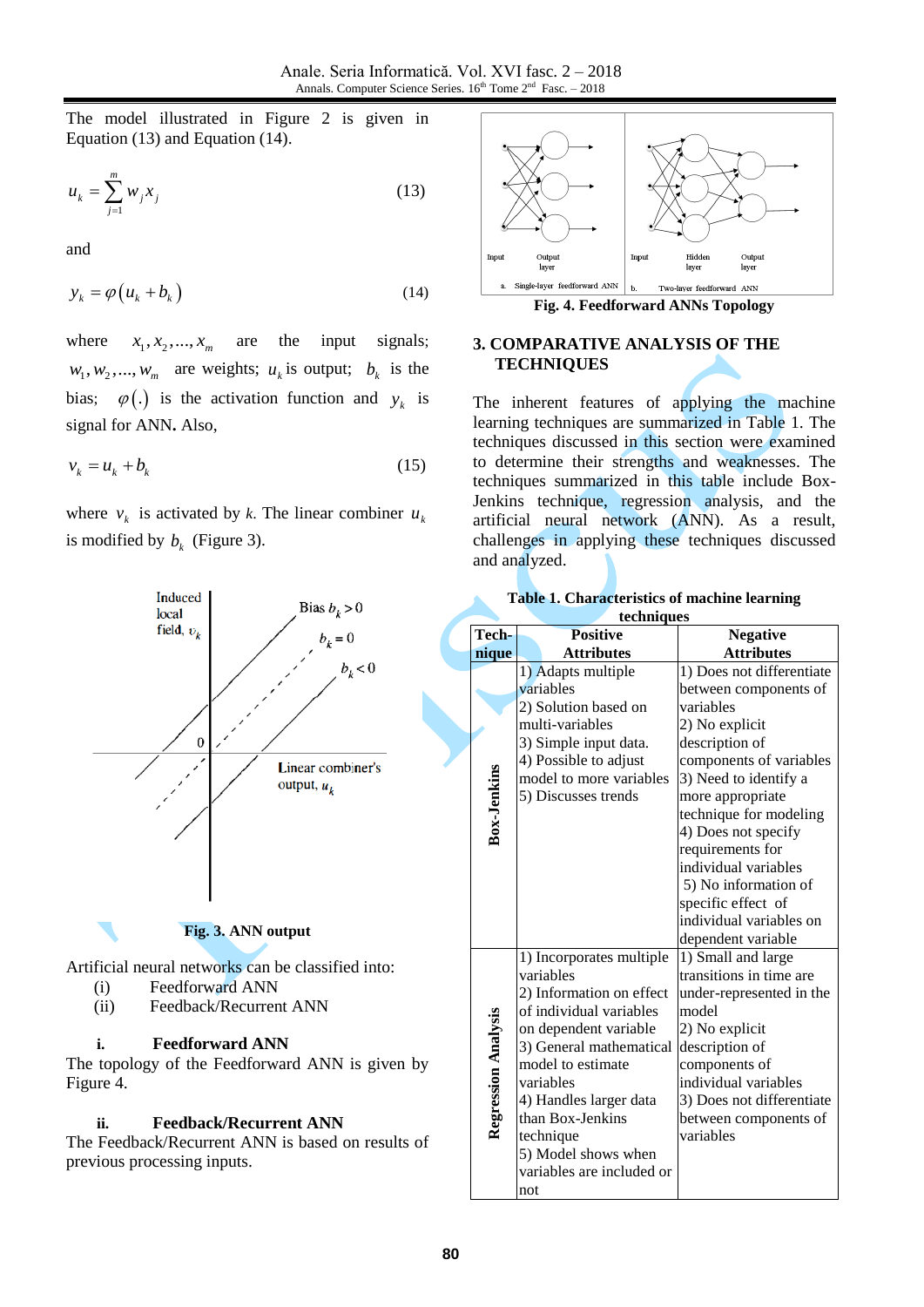The model illustrated in Figure 2 is given in Equation (13) and Equation (14).

$$u_k = \sum_{j=1}^{m} w_j x_j \qquad (13)$$

and

$$y_k = \varphi(u_k + b_k) \qquad (14)$$

where $x_1, x_2, ..., x_m$ are the input signals; $w_1, w_2, ..., w_m$ are weights; $u_k$ is output; $b_k$ is the bias; $\varphi(.)$ is the activation function and $y_k$ is signal for ANN**.** Also,

$$v_k = u_k + b_k \qquad (15)$$

where $v_k$ is activated by *k*. The linear combiner $u_k$ is modified by $b_k$ (Figure 3).

**Fig. 3. ANN output**

Artificial neural networks can be classified into:

(i) Feedforward ANN

(ii) Feedback/Recurrent ANN

**i. Feedforward ANN**

The topology of the Feedforward ANN is given by Figure 4.

**ii. Feedback/Recurrent ANN**

The Feedback/Recurrent ANN is based on results of previous processing inputs.

**Fig. 4. Feedforward ANNs Topology**

## 3. COMPARATIVE ANALYSIS OF THE TECHNIQUES

The inherent features of applying the machine learning techniques are summarized in Table 1. The techniques discussed in this section were examined to determine their strengths and weaknesses. The techniques summarized in this table include Box-Jenkins technique, regression analysis, and the artificial neural network (ANN). As a result, challenges in applying these techniques discussed and analyzed.

**Table 1. Characteristics of machine learning techniques**

| Tech-nique | Positive Attributes | Negative Attributes |
|---|---|---|
| **Box-Jenkins** | 1) Adapts multiple variables<br>2) Solution based on multi-variables<br>3) Simple input data.<br>4) Possible to adjust model to more variables<br>5) Discusses trends | 1) Does not differentiate between components of variables<br>2) No explicit description of components of variables<br>3) Need to identify a more appropriate technique for modeling<br>4) Does not specify requirements for individual variables<br>5) No information of specific effect of individual variables on dependent variable |
| **Regression Analysis** | 1) Incorporates multiple variables<br>2) Information on effect of individual variables on dependent variable<br>3) General mathematical model to estimate variables<br>4) Handles larger data than Box-Jenkins technique<br>5) Model shows when variables are included or not | 1) Small and large transitions in time are under-represented in the model<br>2) No explicit description of components of individual variables<br>3) Does not differentiate between components of variables |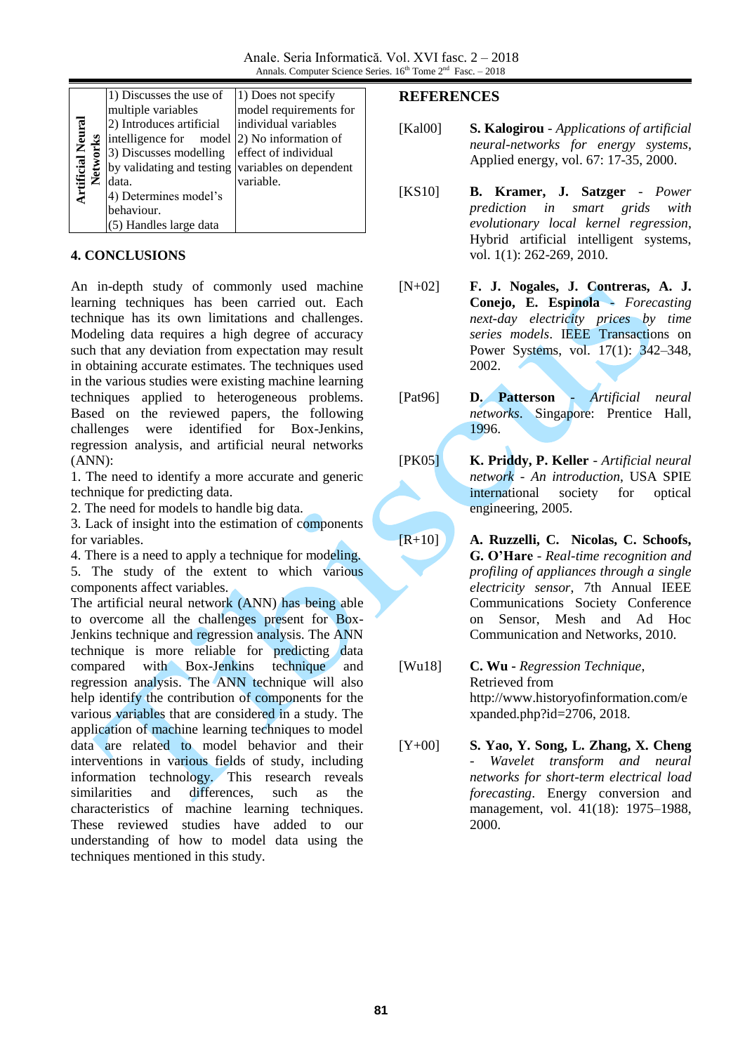| | | |
|---|---|---|
| Artificial Neural Networks | 1) Discusses the use of multiple variables<br>2) Introduces artificial intelligence for model<br>3) Discusses modelling by validating and testing data.<br>4) Determines model's behaviour.<br>(5) Handles large data | 1) Does not specify model requirements for individual variables<br>2) No information of effect of individual variables on dependent variable. |

## 4. CONCLUSIONS

An in-depth study of commonly used machine learning techniques has been carried out. Each technique has its own limitations and challenges. Modeling data requires a high degree of accuracy such that any deviation from expectation may result in obtaining accurate estimates. The techniques used in the various studies were existing machine learning techniques applied to heterogeneous problems. Based on the reviewed papers, the following challenges were identified for Box-Jenkins, regression analysis, and artificial neural networks (ANN):

1. The need to identify a more accurate and generic technique for predicting data.
2. The need for models to handle big data.
3. Lack of insight into the estimation of components for variables.
4. There is a need to apply a technique for modeling.
5. The study of the extent to which various components affect variables.

The artificial neural network (ANN) has being able to overcome all the challenges present for Box-Jenkins technique and regression analysis. The ANN technique is more reliable for predicting data compared with Box-Jenkins technique and regression analysis. The ANN technique will also help identify the contribution of components for the various variables that are considered in a study. The application of machine learning techniques to model data are related to model behavior and their interventions in various fields of study, including information technology. This research reveals similarities and differences, such as the characteristics of machine learning techniques. These reviewed studies have added to our understanding of how to model data using the techniques mentioned in this study.

## REFERENCES

[Kal00] **S. Kalogirou** - *Applications of artificial neural-networks for energy systems*, Applied energy, vol. 67: 17-35, 2000.

[KS10] **B. Kramer, J. Satzger** - *Power prediction in smart grids with evolutionary local kernel regression*, Hybrid artificial intelligent systems, vol. 1(1): 262-269, 2010.

[N+02] **F. J. Nogales, J. Contreras, A. J. Conejo, E. Espinola** - *Forecasting next-day electricity prices by time series models*. IEEE Transactions on Power Systems, vol. 17(1): 342–348, 2002.

[Pat96] **D. Patterson** - *Artificial neural networks*. Singapore: Prentice Hall, 1996.

[PK05] **K. Priddy, P. Keller** - *Artificial neural network - An introduction*, USA SPIE international society for optical engineering, 2005.

[R+10] **A. Ruzzelli, C. Nicolas, C. Schoofs, G. O'Hare** - *Real-time recognition and profiling of appliances through a single electricity sensor*, 7th Annual IEEE Communications Society Conference on Sensor, Mesh and Ad Hoc Communication and Networks, 2010.

[Wu18] **C. Wu** - *Regression Technique*, Retrieved from http://www.historyofinformation.com/expanded.php?id=2706, 2018.

[Y+00] **S. Yao, Y. Song, L. Zhang, X. Cheng** - *Wavelet transform and neural networks for short-term electrical load forecasting*. Energy conversion and management, vol. 41(18): 1975–1988, 2000.